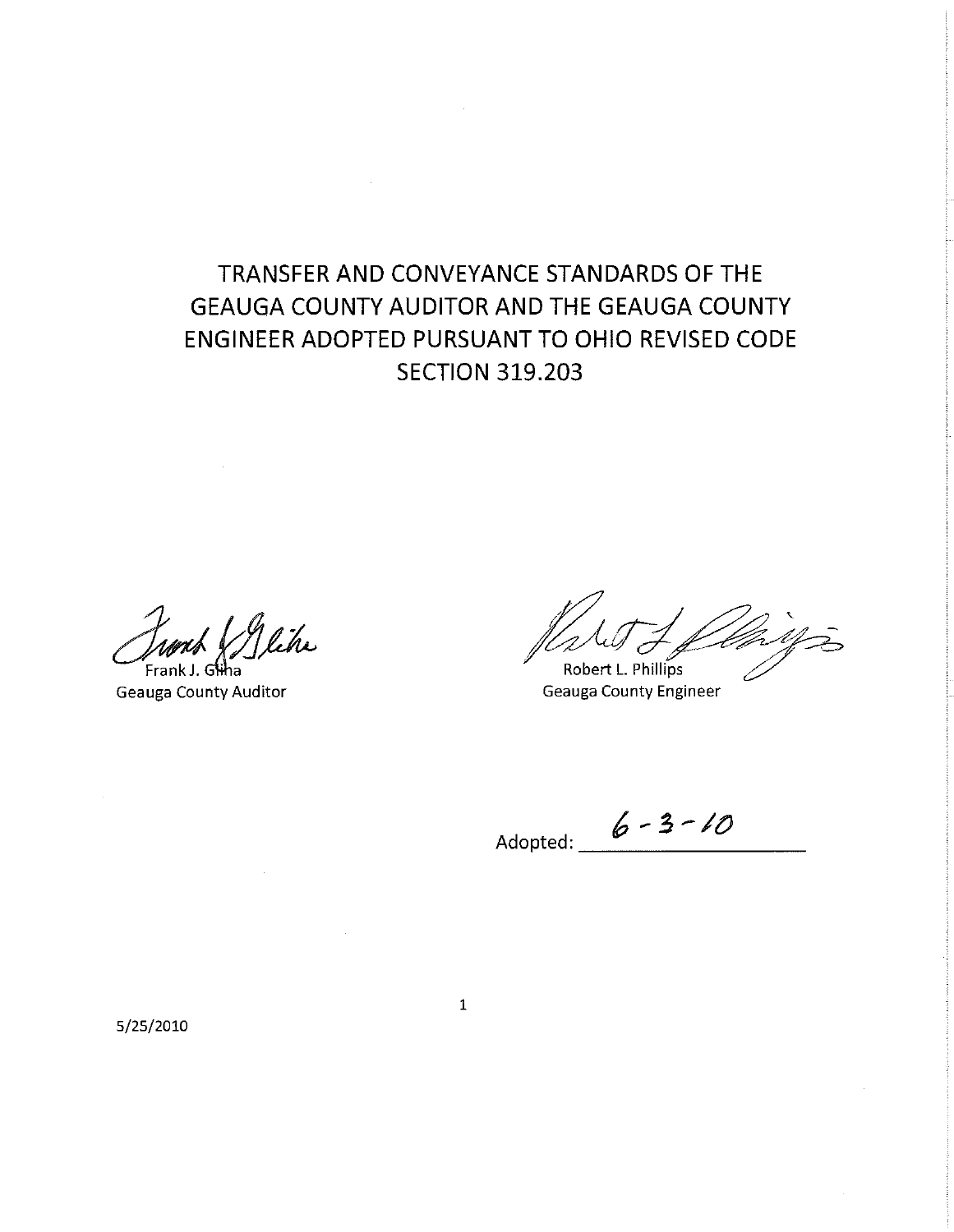# TRANSFER AND CONVEYANCE STANDARDS OF THE GEAUGA COUNTY AUDITOR AND THE GEAUGA COUNTY ENGINEER ADOPTED PURSUANT TO OHIO REVISED CODE SECTION 319.203

Frank J. Gliha
Geauga County Auditor

Robert L. Phillips
Geauga County Engineer

Adopted: 6-3-10

5/25/2010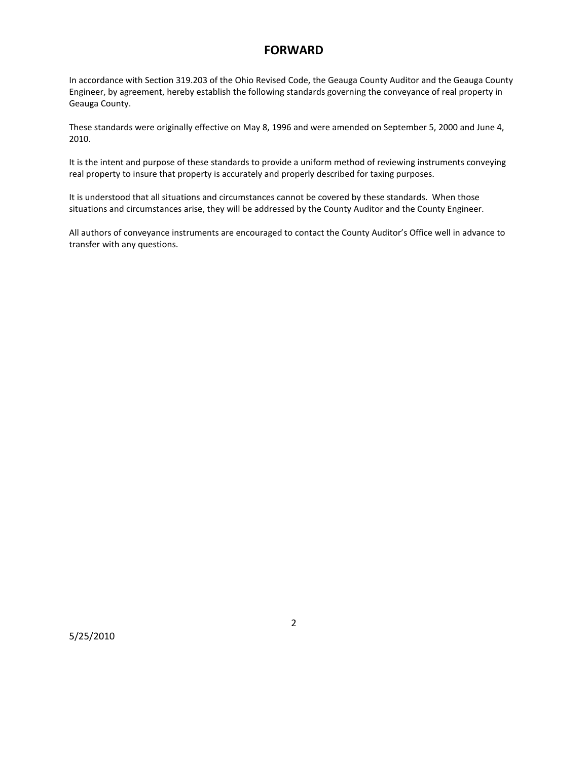# FORWARD

In accordance with Section 319.203 of the Ohio Revised Code, the Geauga County Auditor and the Geauga County Engineer, by agreement, hereby establish the following standards governing the conveyance of real property in Geauga County.

These standards were originally effective on May 8, 1996 and were amended on September 5, 2000 and June 4, 2010.

It is the intent and purpose of these standards to provide a uniform method of reviewing instruments conveying real property to insure that property is accurately and properly described for taxing purposes.

It is understood that all situations and circumstances cannot be covered by these standards. When those situations and circumstances arise, they will be addressed by the County Auditor and the County Engineer.

All authors of conveyance instruments are encouraged to contact the County Auditor's Office well in advance to transfer with any questions.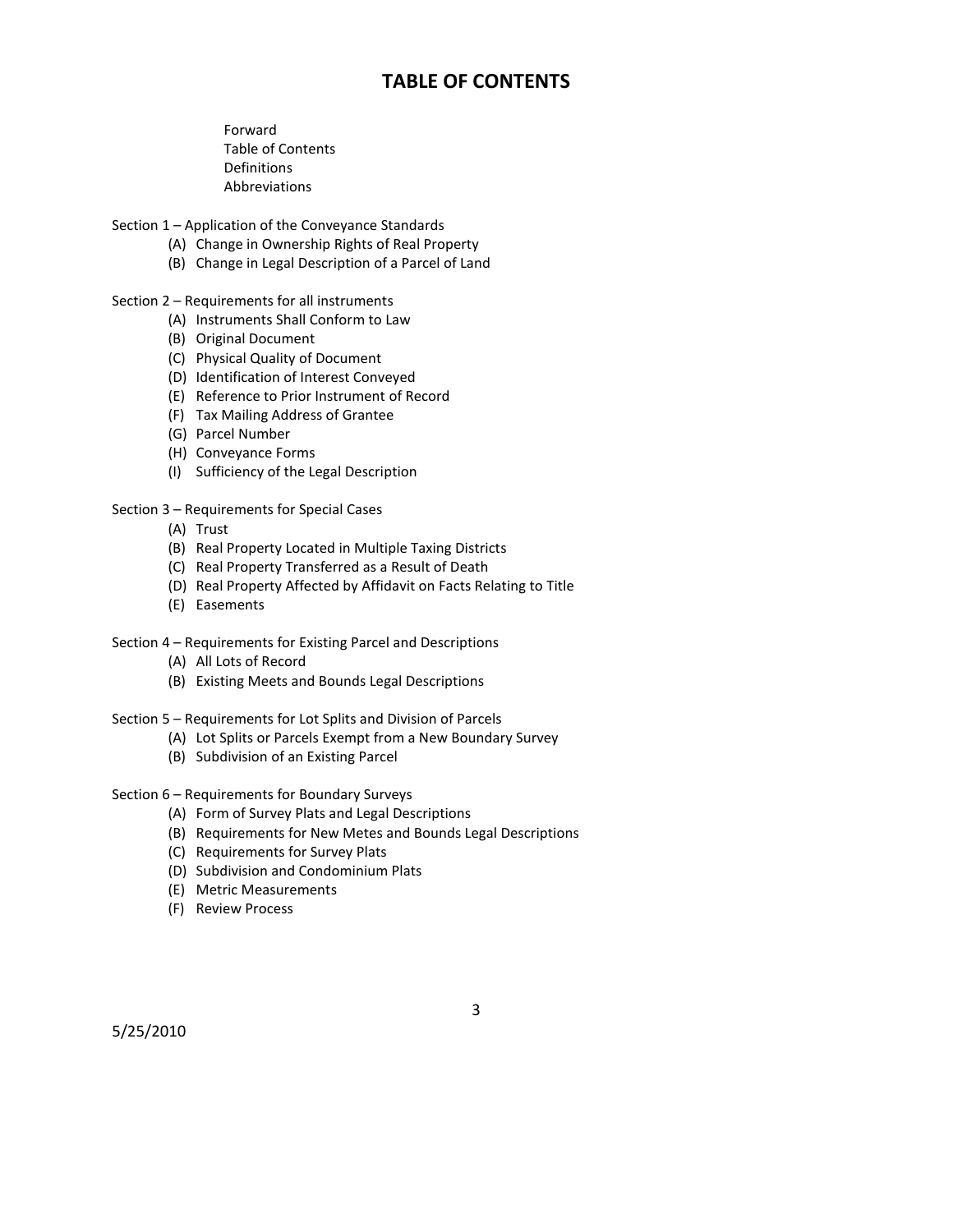# TABLE OF CONTENTS

Forward
Table of Contents
Definitions
Abbreviations

Section 1 – Application of the Conveyance Standards
- (A) Change in Ownership Rights of Real Property
- (B) Change in Legal Description of a Parcel of Land

Section 2 – Requirements for all instruments
- (A) Instruments Shall Conform to Law
- (B) Original Document
- (C) Physical Quality of Document
- (D) Identification of Interest Conveyed
- (E) Reference to Prior Instrument of Record
- (F) Tax Mailing Address of Grantee
- (G) Parcel Number
- (H) Conveyance Forms
- (I) Sufficiency of the Legal Description

Section 3 – Requirements for Special Cases
- (A) Trust
- (B) Real Property Located in Multiple Taxing Districts
- (C) Real Property Transferred as a Result of Death
- (D) Real Property Affected by Affidavit on Facts Relating to Title
- (E) Easements

Section 4 – Requirements for Existing Parcel and Descriptions
- (A) All Lots of Record
- (B) Existing Meets and Bounds Legal Descriptions

Section 5 – Requirements for Lot Splits and Division of Parcels
- (A) Lot Splits or Parcels Exempt from a New Boundary Survey
- (B) Subdivision of an Existing Parcel

Section 6 – Requirements for Boundary Surveys
- (A) Form of Survey Plats and Legal Descriptions
- (B) Requirements for New Metes and Bounds Legal Descriptions
- (C) Requirements for Survey Plats
- (D) Subdivision and Condominium Plats
- (E) Metric Measurements
- (F) Review Process

5/25/2010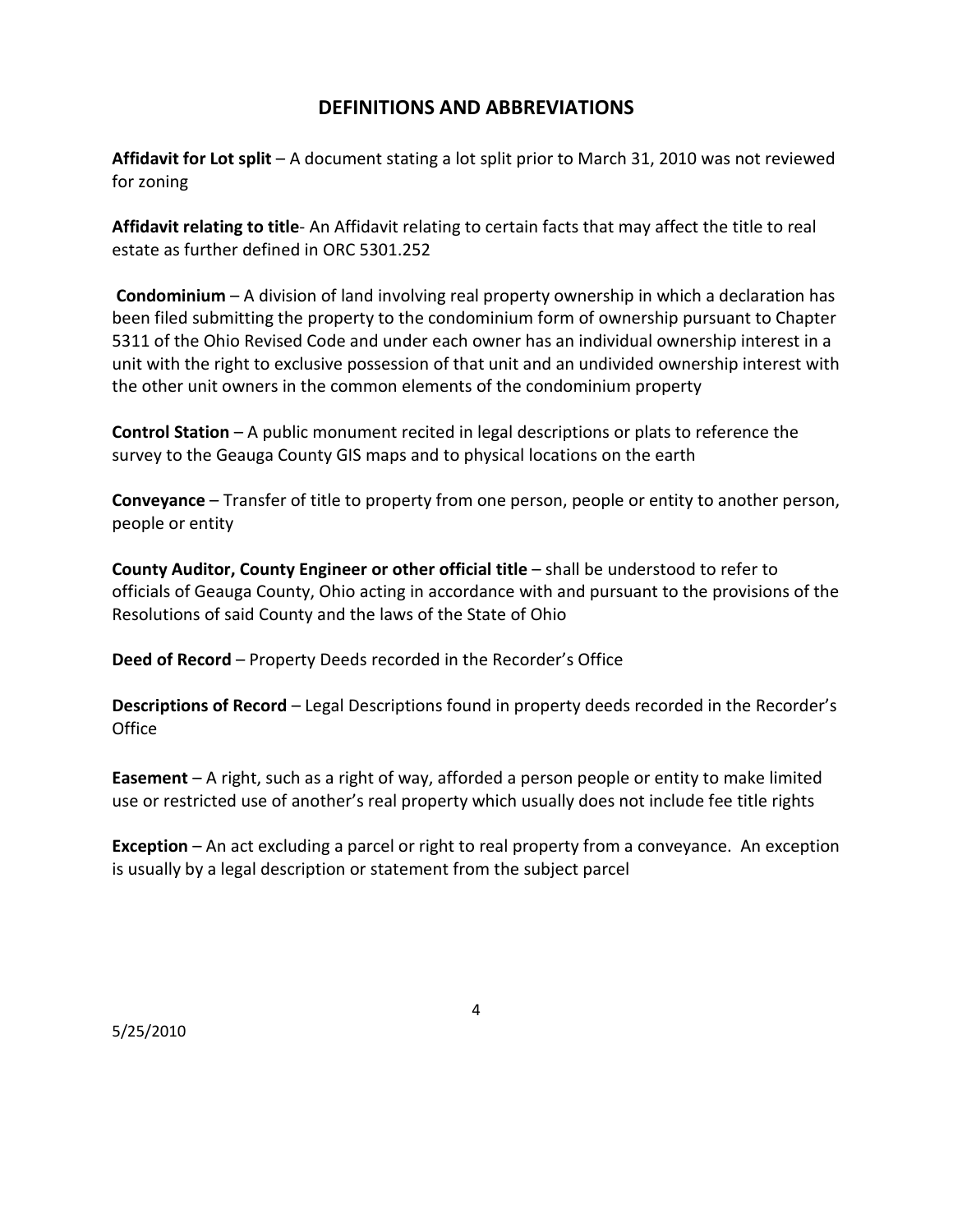## DEFINITIONS AND ABBREVIATIONS

**Affidavit for Lot split** – A document stating a lot split prior to March 31, 2010 was not reviewed for zoning

**Affidavit relating to title**- An Affidavit relating to certain facts that may affect the title to real estate as further defined in ORC 5301.252

**Condominium** – A division of land involving real property ownership in which a declaration has been filed submitting the property to the condominium form of ownership pursuant to Chapter 5311 of the Ohio Revised Code and under each owner has an individual ownership interest in a unit with the right to exclusive possession of that unit and an undivided ownership interest with the other unit owners in the common elements of the condominium property

**Control Station** – A public monument recited in legal descriptions or plats to reference the survey to the Geauga County GIS maps and to physical locations on the earth

**Conveyance** – Transfer of title to property from one person, people or entity to another person, people or entity

**County Auditor, County Engineer or other official title** – shall be understood to refer to officials of Geauga County, Ohio acting in accordance with and pursuant to the provisions of the Resolutions of said County and the laws of the State of Ohio

**Deed of Record** – Property Deeds recorded in the Recorder's Office

**Descriptions of Record** – Legal Descriptions found in property deeds recorded in the Recorder's Office

**Easement** – A right, such as a right of way, afforded a person people or entity to make limited use or restricted use of another's real property which usually does not include fee title rights

**Exception** – An act excluding a parcel or right to real property from a conveyance. An exception is usually by a legal description or statement from the subject parcel

5/25/2010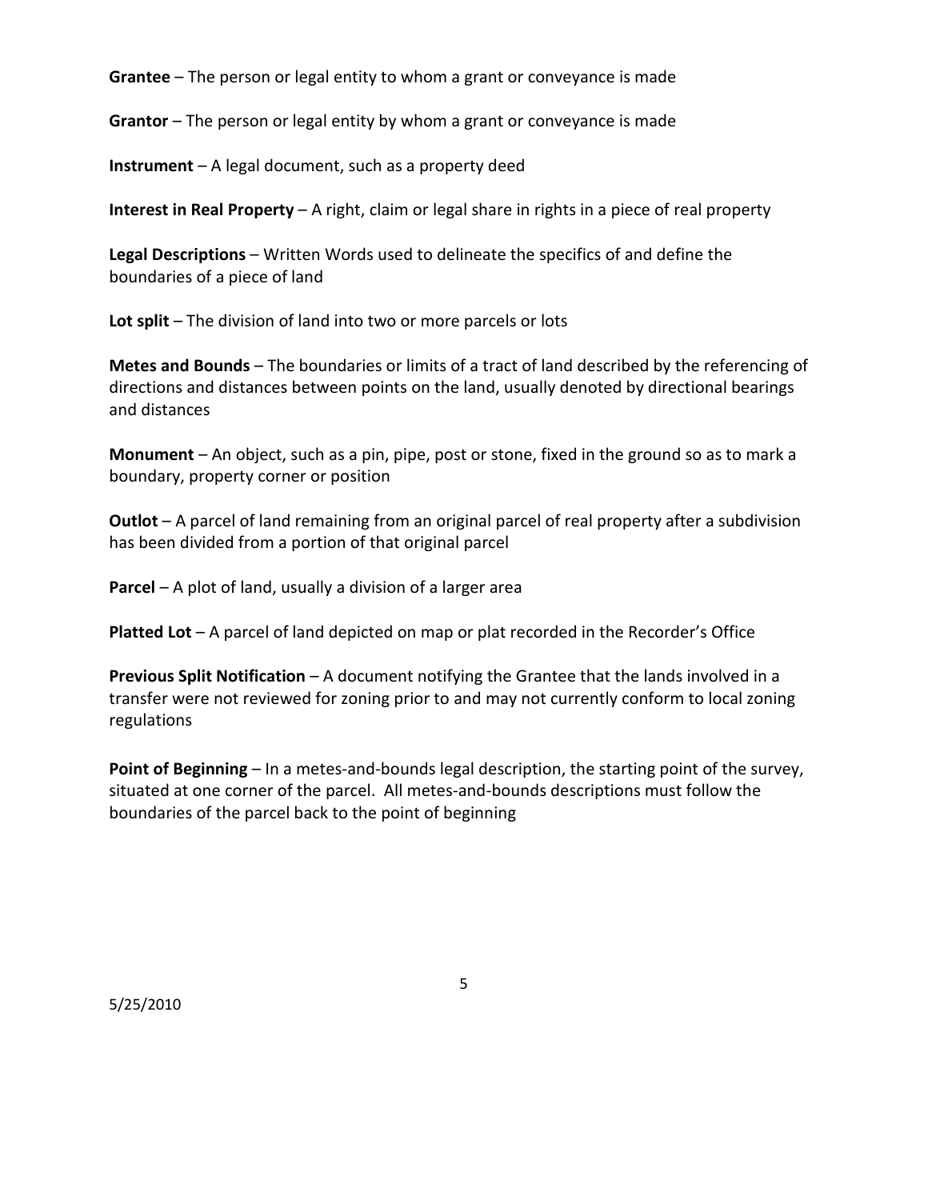**Grantee** – The person or legal entity to whom a grant or conveyance is made

**Grantor** – The person or legal entity by whom a grant or conveyance is made

**Instrument** – A legal document, such as a property deed

**Interest in Real Property** – A right, claim or legal share in rights in a piece of real property

**Legal Descriptions** – Written Words used to delineate the specifics of and define the boundaries of a piece of land

**Lot split** – The division of land into two or more parcels or lots

**Metes and Bounds** – The boundaries or limits of a tract of land described by the referencing of directions and distances between points on the land, usually denoted by directional bearings and distances

**Monument** – An object, such as a pin, pipe, post or stone, fixed in the ground so as to mark a boundary, property corner or position

**Outlot** – A parcel of land remaining from an original parcel of real property after a subdivision has been divided from a portion of that original parcel

**Parcel** – A plot of land, usually a division of a larger area

**Platted Lot** – A parcel of land depicted on map or plat recorded in the Recorder's Office

**Previous Split Notification** – A document notifying the Grantee that the lands involved in a transfer were not reviewed for zoning prior to and may not currently conform to local zoning regulations

**Point of Beginning** – In a metes-and-bounds legal description, the starting point of the survey, situated at one corner of the parcel. All metes-and-bounds descriptions must follow the boundaries of the parcel back to the point of beginning

5/25/2010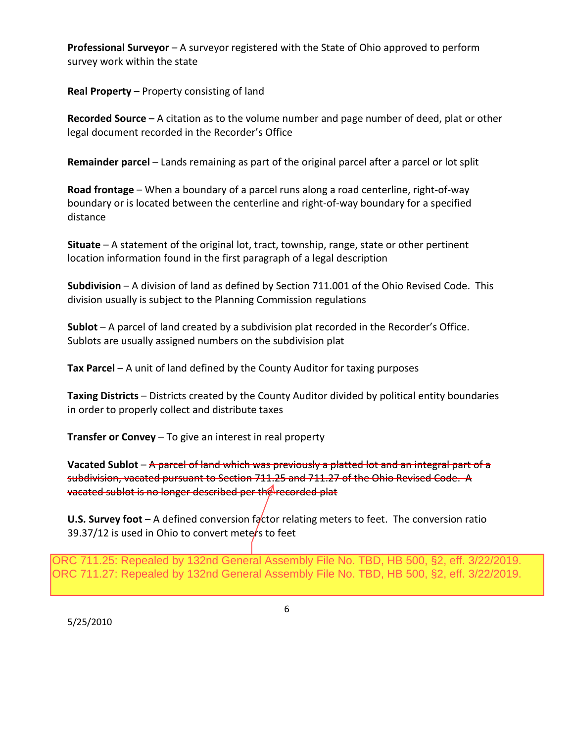**Professional Surveyor** – A surveyor registered with the State of Ohio approved to perform survey work within the state

**Real Property** – Property consisting of land

**Recorded Source** – A citation as to the volume number and page number of deed, plat or other legal document recorded in the Recorder's Office

**Remainder parcel** – Lands remaining as part of the original parcel after a parcel or lot split

**Road frontage** – When a boundary of a parcel runs along a road centerline, right-of-way boundary or is located between the centerline and right-of-way boundary for a specified distance

**Situate** – A statement of the original lot, tract, township, range, state or other pertinent location information found in the first paragraph of a legal description

**Subdivision** – A division of land as defined by Section 711.001 of the Ohio Revised Code. This division usually is subject to the Planning Commission regulations

**Sublot** – A parcel of land created by a subdivision plat recorded in the Recorder's Office. Sublots are usually assigned numbers on the subdivision plat

**Tax Parcel** – A unit of land defined by the County Auditor for taxing purposes

**Taxing Districts** – Districts created by the County Auditor divided by political entity boundaries in order to properly collect and distribute taxes

**Transfer or Convey** – To give an interest in real property

**Vacated Sublot** – ~~A parcel of land which was previously a platted lot and an integral part of a subdivision, vacated pursuant to Section 711.25 and 711.27 of the Ohio Revised Code. A vacated sublot is no longer described per the recorded plat~~

**U.S. Survey foot** – A defined conversion factor relating meters to feet. The conversion ratio 39.37/12 is used in Ohio to convert meters to feet

ORC 711.25: Repealed by 132nd General Assembly File No. TBD, HB 500, §2, eff. 3/22/2019.
ORC 711.27: Repealed by 132nd General Assembly File No. TBD, HB 500, §2, eff. 3/22/2019.

5/25/2010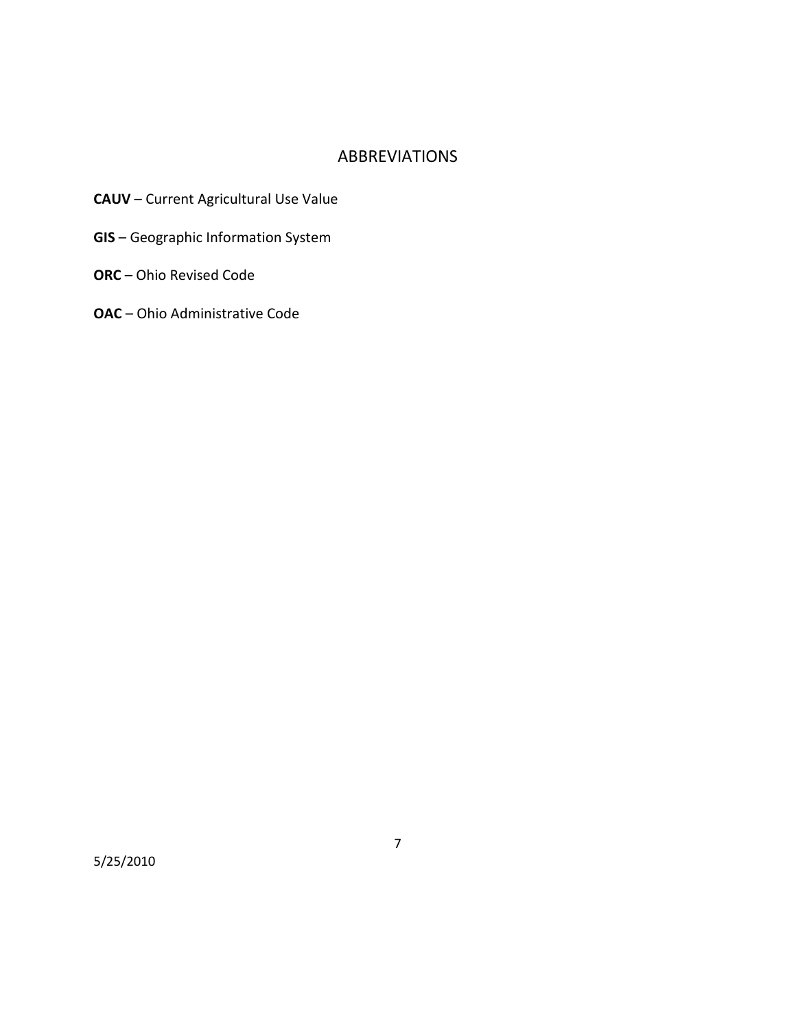# ABBREVIATIONS

**CAUV** – Current Agricultural Use Value

**GIS** – Geographic Information System

**ORC** – Ohio Revised Code

**OAC** – Ohio Administrative Code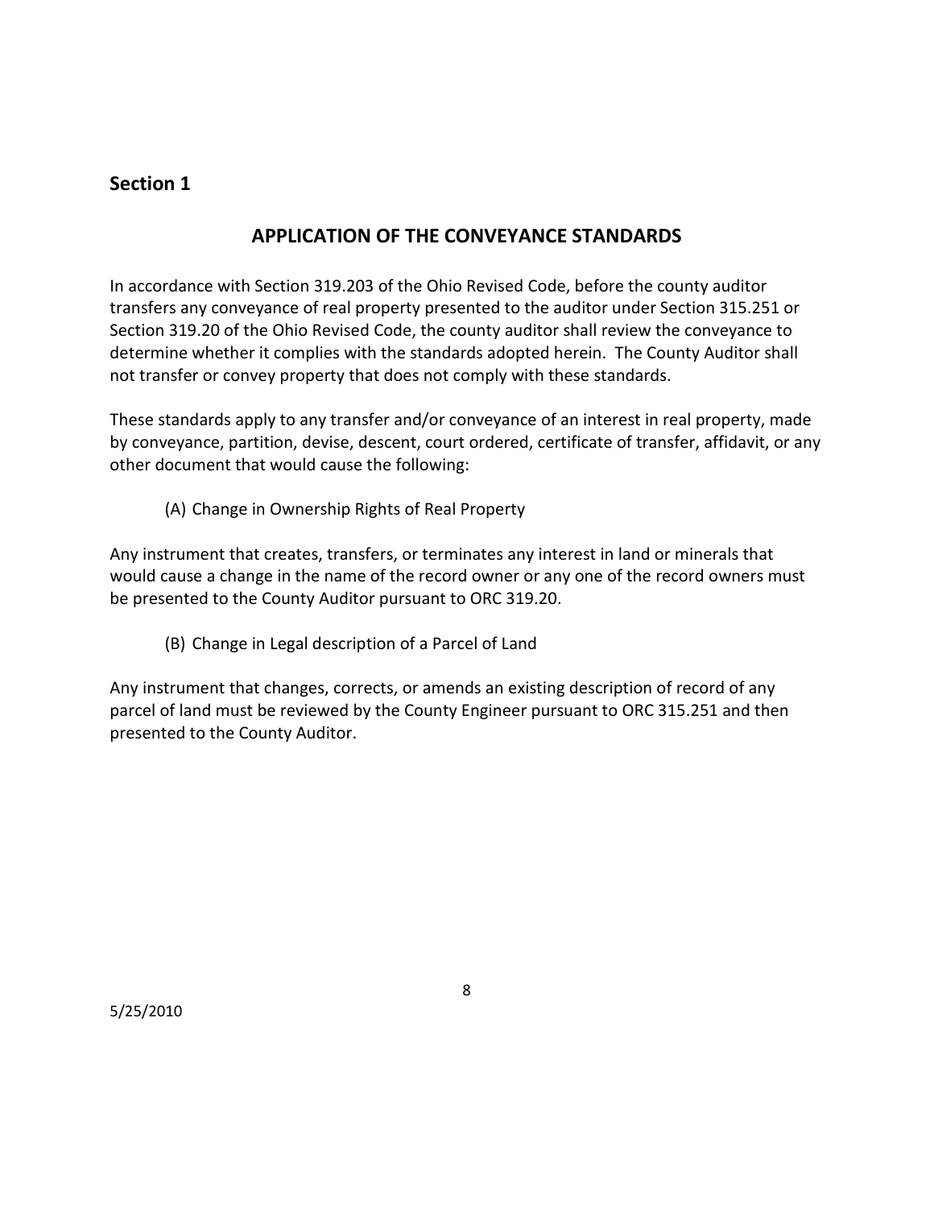## Section 1

### APPLICATION OF THE CONVEYANCE STANDARDS

In accordance with Section 319.203 of the Ohio Revised Code, before the county auditor transfers any conveyance of real property presented to the auditor under Section 315.251 or Section 319.20 of the Ohio Revised Code, the county auditor shall review the conveyance to determine whether it complies with the standards adopted herein. The County Auditor shall not transfer or convey property that does not comply with these standards.

These standards apply to any transfer and/or conveyance of an interest in real property, made by conveyance, partition, devise, descent, court ordered, certificate of transfer, affidavit, or any other document that would cause the following:

(A) Change in Ownership Rights of Real Property

Any instrument that creates, transfers, or terminates any interest in land or minerals that would cause a change in the name of the record owner or any one of the record owners must be presented to the County Auditor pursuant to ORC 319.20.

(B) Change in Legal description of a Parcel of Land

Any instrument that changes, corrects, or amends an existing description of record of any parcel of land must be reviewed by the County Engineer pursuant to ORC 315.251 and then presented to the County Auditor.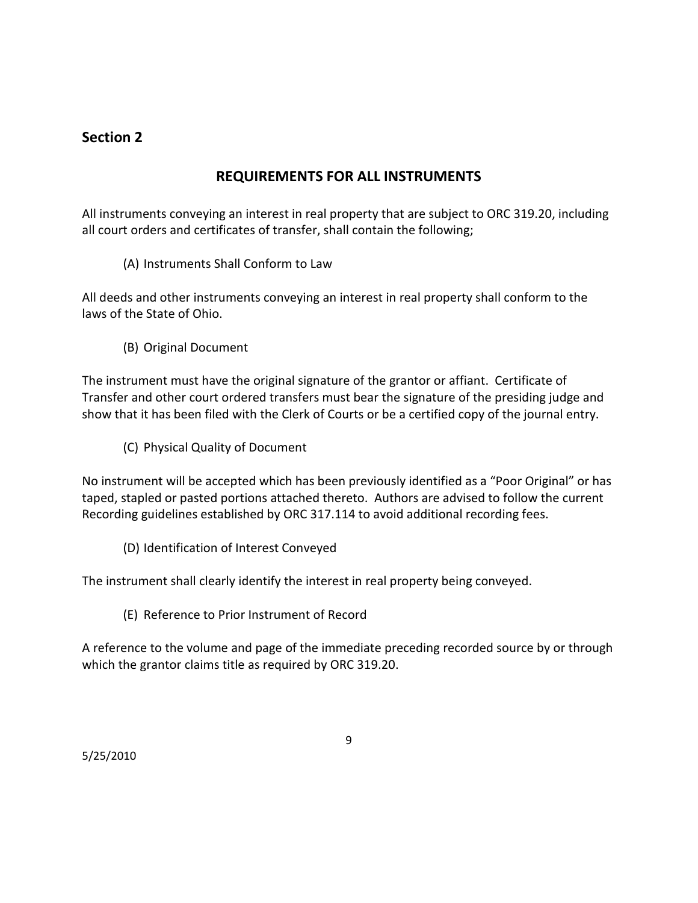## Section 2

### REQUIREMENTS FOR ALL INSTRUMENTS

All instruments conveying an interest in real property that are subject to ORC 319.20, including all court orders and certificates of transfer, shall contain the following;

(A) Instruments Shall Conform to Law

All deeds and other instruments conveying an interest in real property shall conform to the laws of the State of Ohio.

(B) Original Document

The instrument must have the original signature of the grantor or affiant. Certificate of Transfer and other court ordered transfers must bear the signature of the presiding judge and show that it has been filed with the Clerk of Courts or be a certified copy of the journal entry.

(C) Physical Quality of Document

No instrument will be accepted which has been previously identified as a "Poor Original" or has taped, stapled or pasted portions attached thereto. Authors are advised to follow the current Recording guidelines established by ORC 317.114 to avoid additional recording fees.

(D) Identification of Interest Conveyed

The instrument shall clearly identify the interest in real property being conveyed.

(E) Reference to Prior Instrument of Record

A reference to the volume and page of the immediate preceding recorded source by or through which the grantor claims title as required by ORC 319.20.

5/25/2010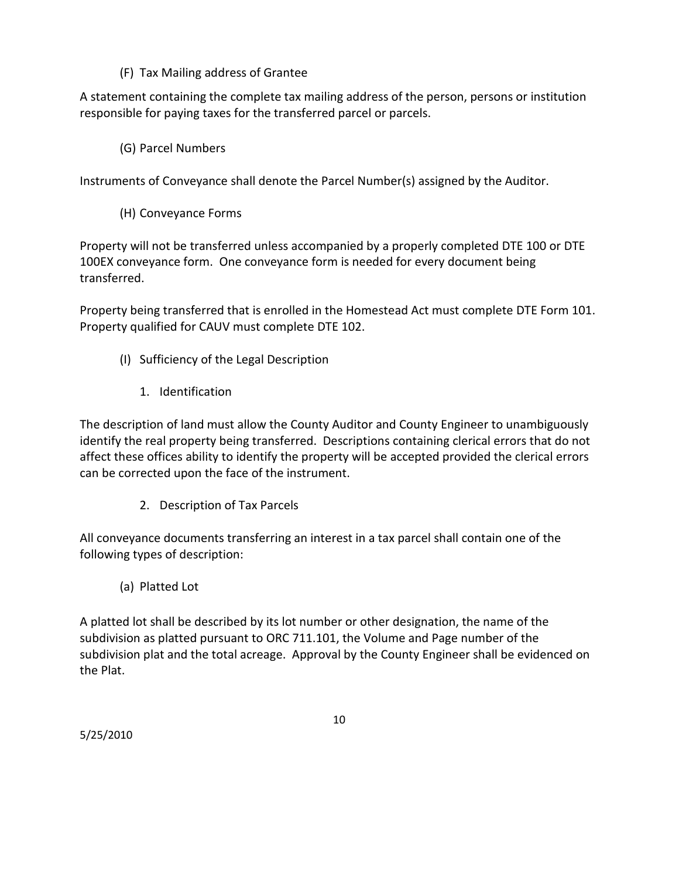(F) Tax Mailing address of Grantee

A statement containing the complete tax mailing address of the person, persons or institution responsible for paying taxes for the transferred parcel or parcels.

(G) Parcel Numbers

Instruments of Conveyance shall denote the Parcel Number(s) assigned by the Auditor.

(H) Conveyance Forms

Property will not be transferred unless accompanied by a properly completed DTE 100 or DTE 100EX conveyance form. One conveyance form is needed for every document being transferred.

Property being transferred that is enrolled in the Homestead Act must complete DTE Form 101. Property qualified for CAUV must complete DTE 102.

(I) Sufficiency of the Legal Description

1. Identification

The description of land must allow the County Auditor and County Engineer to unambiguously identify the real property being transferred. Descriptions containing clerical errors that do not affect these offices ability to identify the property will be accepted provided the clerical errors can be corrected upon the face of the instrument.

2. Description of Tax Parcels

All conveyance documents transferring an interest in a tax parcel shall contain one of the following types of description:

(a) Platted Lot

A platted lot shall be described by its lot number or other designation, the name of the subdivision as platted pursuant to ORC 711.101, the Volume and Page number of the subdivision plat and the total acreage. Approval by the County Engineer shall be evidenced on the Plat.

5/25/2010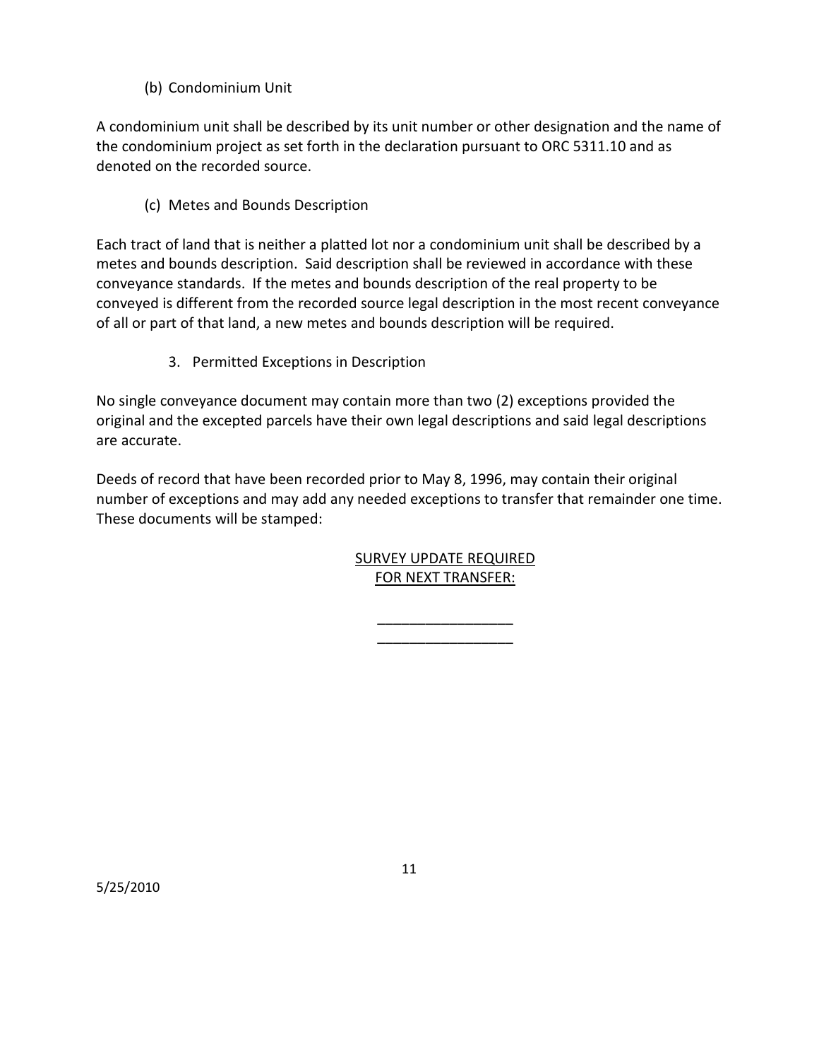(b) Condominium Unit

A condominium unit shall be described by its unit number or other designation and the name of the condominium project as set forth in the declaration pursuant to ORC 5311.10 and as denoted on the recorded source.

(c) Metes and Bounds Description

Each tract of land that is neither a platted lot nor a condominium unit shall be described by a metes and bounds description. Said description shall be reviewed in accordance with these conveyance standards. If the metes and bounds description of the real property to be conveyed is different from the recorded source legal description in the most recent conveyance of all or part of that land, a new metes and bounds description will be required.

3. Permitted Exceptions in Description

No single conveyance document may contain more than two (2) exceptions provided the original and the excepted parcels have their own legal descriptions and said legal descriptions are accurate.

Deeds of record that have been recorded prior to May 8, 1996, may contain their original number of exceptions and may add any needed exceptions to transfer that remainder one time. These documents will be stamped:

<u>SURVEY UPDATE REQUIRED</u>
<u>FOR NEXT TRANSFER:</u>

_________________
_________________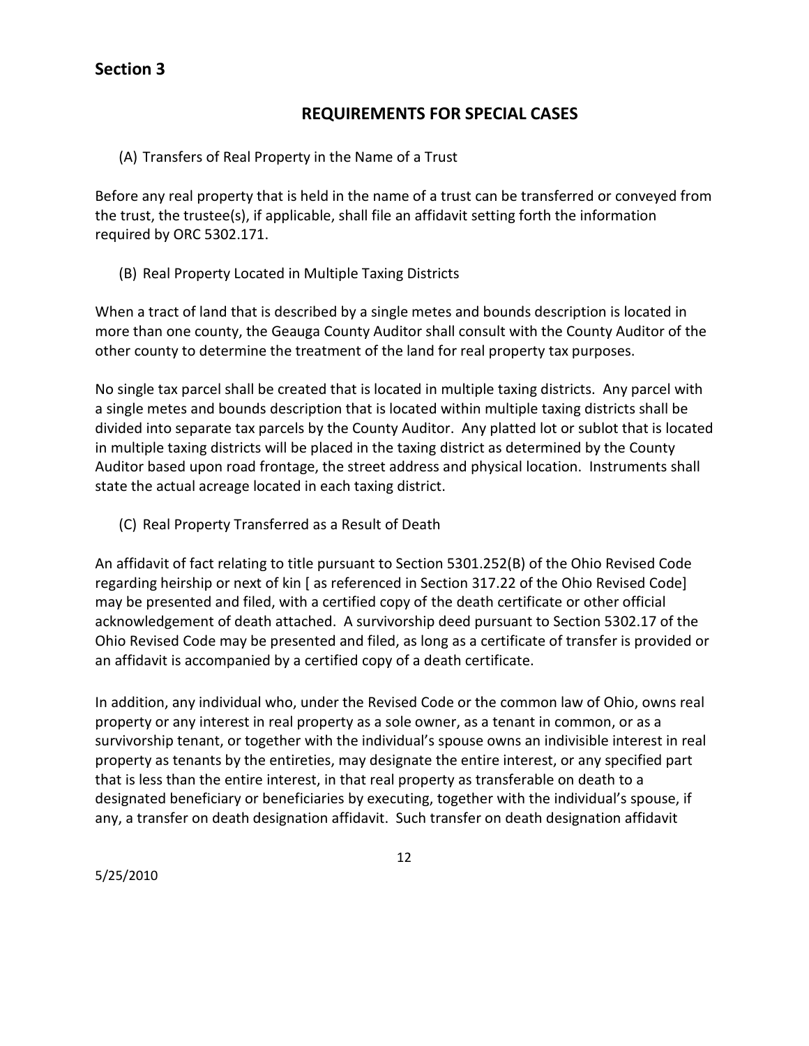## Section 3

### REQUIREMENTS FOR SPECIAL CASES

(A) Transfers of Real Property in the Name of a Trust

Before any real property that is held in the name of a trust can be transferred or conveyed from the trust, the trustee(s), if applicable, shall file an affidavit setting forth the information required by ORC 5302.171.

(B) Real Property Located in Multiple Taxing Districts

When a tract of land that is described by a single metes and bounds description is located in more than one county, the Geauga County Auditor shall consult with the County Auditor of the other county to determine the treatment of the land for real property tax purposes.

No single tax parcel shall be created that is located in multiple taxing districts. Any parcel with a single metes and bounds description that is located within multiple taxing districts shall be divided into separate tax parcels by the County Auditor. Any platted lot or sublot that is located in multiple taxing districts will be placed in the taxing district as determined by the County Auditor based upon road frontage, the street address and physical location. Instruments shall state the actual acreage located in each taxing district.

(C) Real Property Transferred as a Result of Death

An affidavit of fact relating to title pursuant to Section 5301.252(B) of the Ohio Revised Code regarding heirship or next of kin [ as referenced in Section 317.22 of the Ohio Revised Code] may be presented and filed, with a certified copy of the death certificate or other official acknowledgement of death attached. A survivorship deed pursuant to Section 5302.17 of the Ohio Revised Code may be presented and filed, as long as a certificate of transfer is provided or an affidavit is accompanied by a certified copy of a death certificate.

In addition, any individual who, under the Revised Code or the common law of Ohio, owns real property or any interest in real property as a sole owner, as a tenant in common, or as a survivorship tenant, or together with the individual's spouse owns an indivisible interest in real property as tenants by the entireties, may designate the entire interest, or any specified part that is less than the entire interest, in that real property as transferable on death to a designated beneficiary or beneficiaries by executing, together with the individual's spouse, if any, a transfer on death designation affidavit. Such transfer on death designation affidavit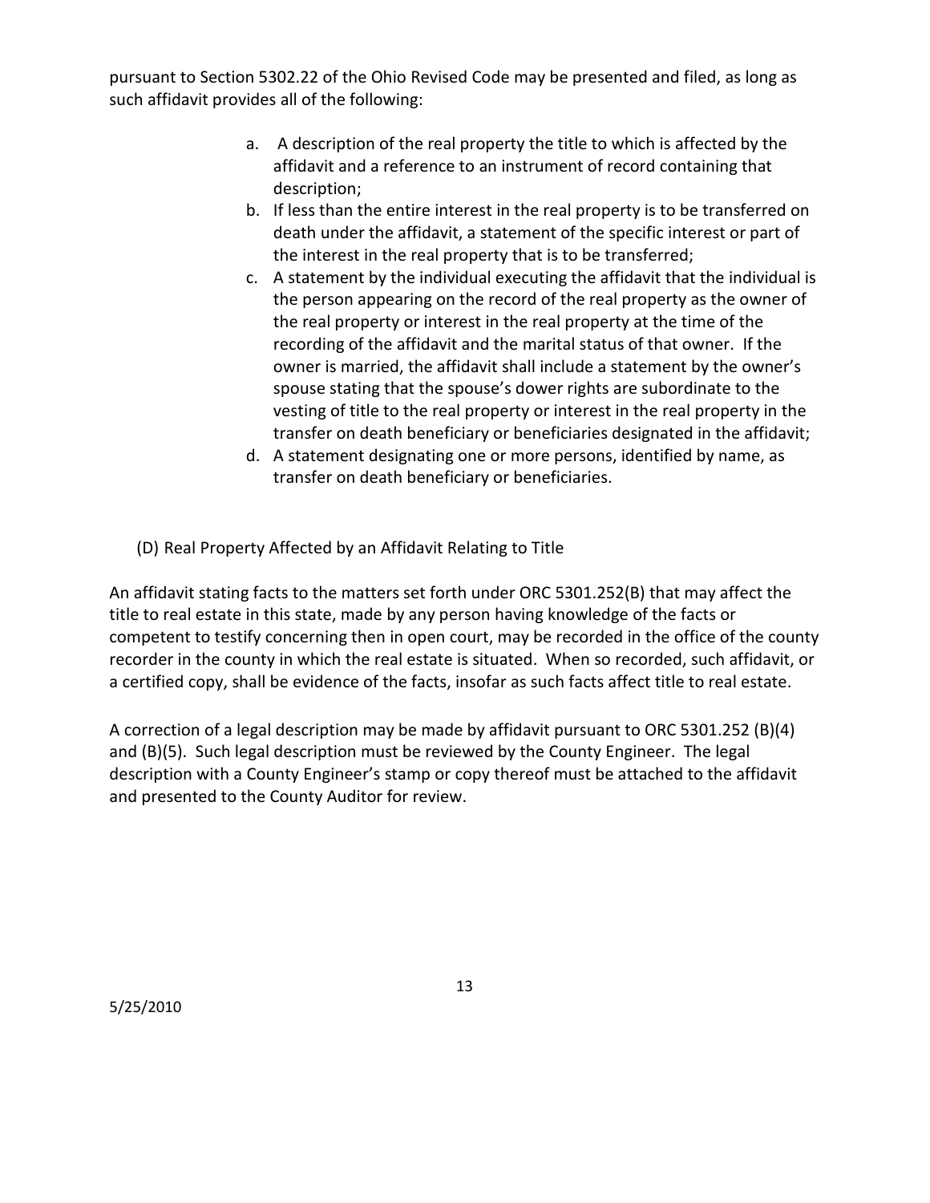pursuant to Section 5302.22 of the Ohio Revised Code may be presented and filed, as long as such affidavit provides all of the following:

a. A description of the real property the title to which is affected by the affidavit and a reference to an instrument of record containing that description;
b. If less than the entire interest in the real property is to be transferred on death under the affidavit, a statement of the specific interest or part of the interest in the real property that is to be transferred;
c. A statement by the individual executing the affidavit that the individual is the person appearing on the record of the real property as the owner of the real property or interest in the real property at the time of the recording of the affidavit and the marital status of that owner. If the owner is married, the affidavit shall include a statement by the owner's spouse stating that the spouse's dower rights are subordinate to the vesting of title to the real property or interest in the real property in the transfer on death beneficiary or beneficiaries designated in the affidavit;
d. A statement designating one or more persons, identified by name, as transfer on death beneficiary or beneficiaries.

(D) Real Property Affected by an Affidavit Relating to Title

An affidavit stating facts to the matters set forth under ORC 5301.252(B) that may affect the title to real estate in this state, made by any person having knowledge of the facts or competent to testify concerning then in open court, may be recorded in the office of the county recorder in the county in which the real estate is situated. When so recorded, such affidavit, or a certified copy, shall be evidence of the facts, insofar as such facts affect title to real estate.

A correction of a legal description may be made by affidavit pursuant to ORC 5301.252 (B)(4) and (B)(5). Such legal description must be reviewed by the County Engineer. The legal description with a County Engineer's stamp or copy thereof must be attached to the affidavit and presented to the County Auditor for review.

5/25/2010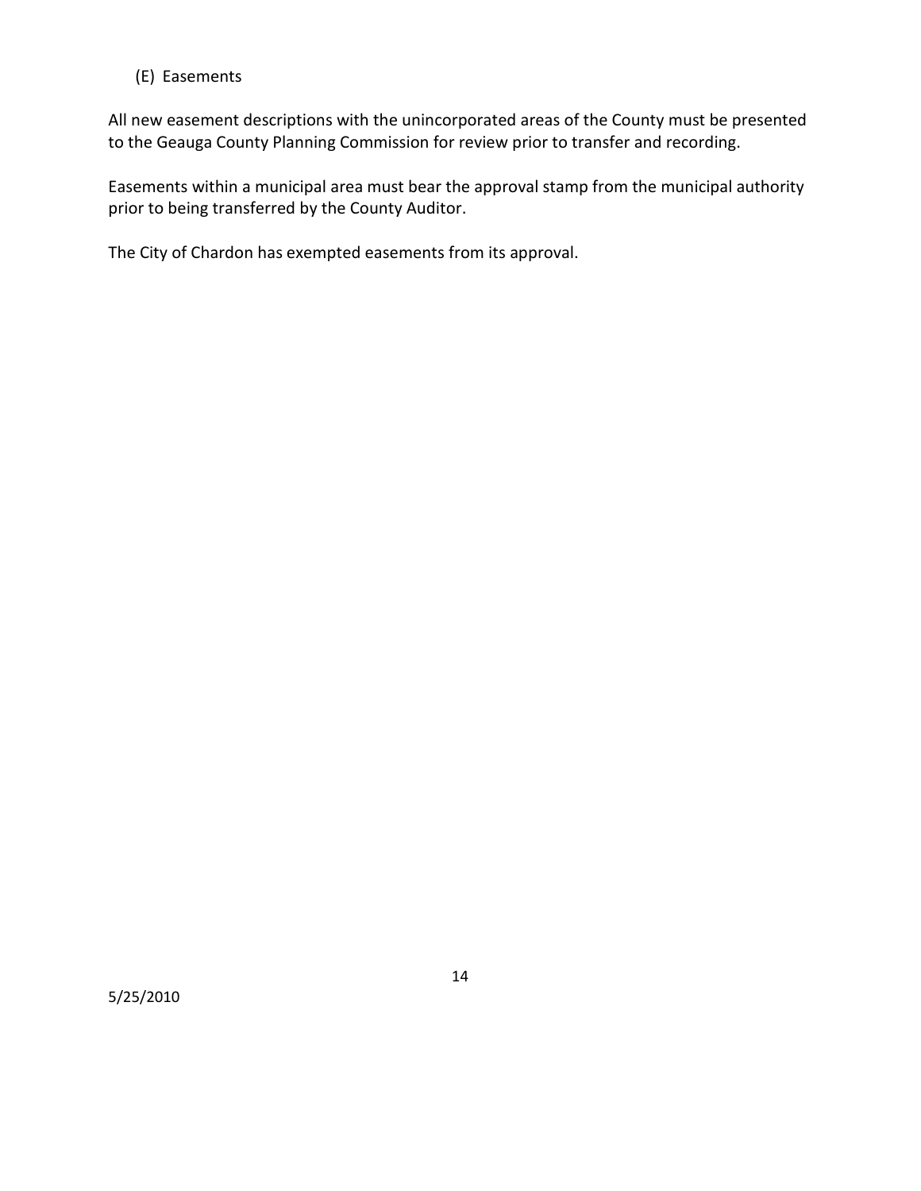### (E) Easements

All new easement descriptions with the unincorporated areas of the County must be presented to the Geauga County Planning Commission for review prior to transfer and recording.

Easements within a municipal area must bear the approval stamp from the municipal authority prior to being transferred by the County Auditor.

The City of Chardon has exempted easements from its approval.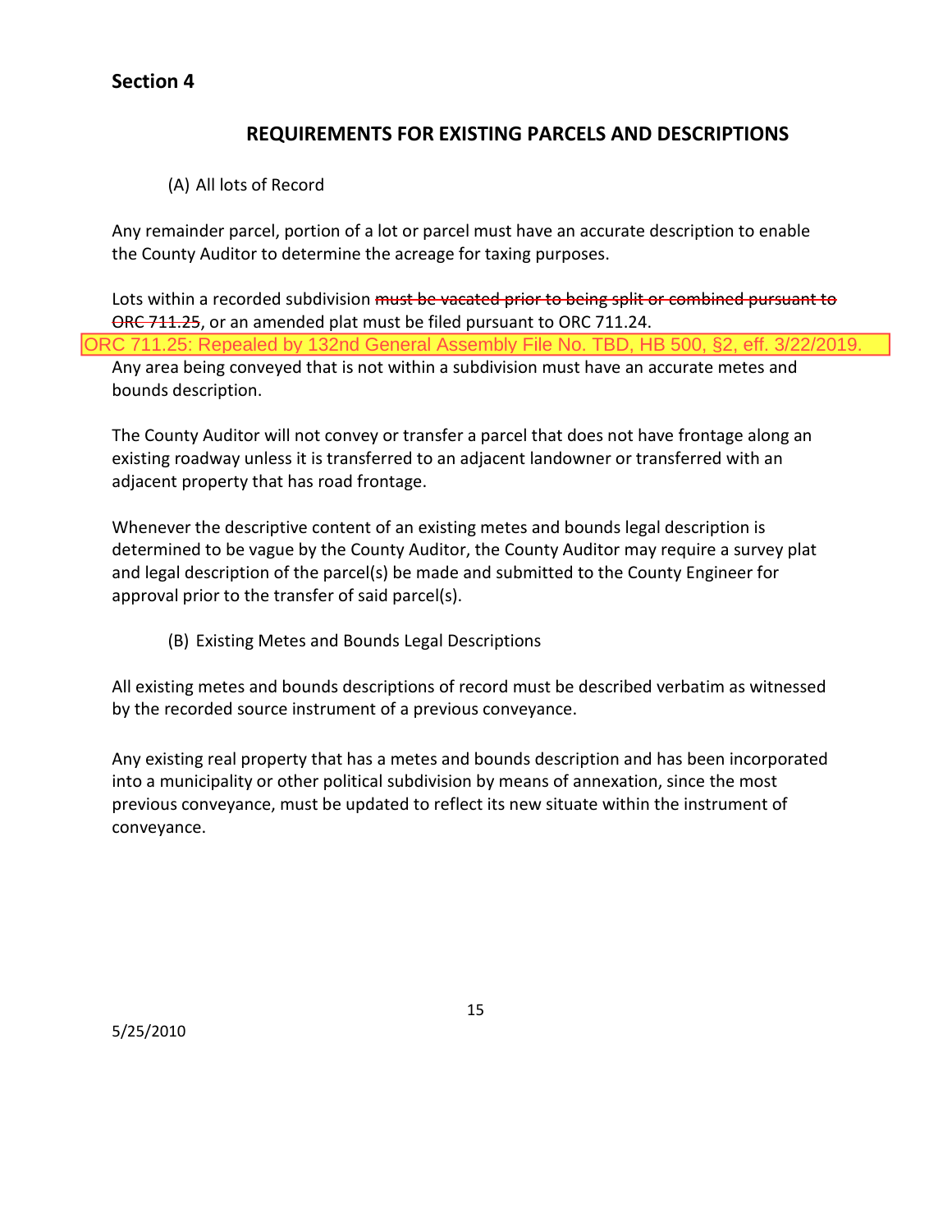## Section 4

### REQUIREMENTS FOR EXISTING PARCELS AND DESCRIPTIONS

(A) All lots of Record

Any remainder parcel, portion of a lot or parcel must have an accurate description to enable the County Auditor to determine the acreage for taxing purposes.

Lots within a recorded subdivision ~~must be vacated prior to being split or combined pursuant to ORC 711.25~~, or an amended plat must be filed pursuant to ORC 711.24.

ORC 711.25: Repealed by 132nd General Assembly File No. TBD, HB 500, §2, eff. 3/22/2019.

Any area being conveyed that is not within a subdivision must have an accurate metes and bounds description.

The County Auditor will not convey or transfer a parcel that does not have frontage along an existing roadway unless it is transferred to an adjacent landowner or transferred with an adjacent property that has road frontage.

Whenever the descriptive content of an existing metes and bounds legal description is determined to be vague by the County Auditor, the County Auditor may require a survey plat and legal description of the parcel(s) be made and submitted to the County Engineer for approval prior to the transfer of said parcel(s).

(B) Existing Metes and Bounds Legal Descriptions

All existing metes and bounds descriptions of record must be described verbatim as witnessed by the recorded source instrument of a previous conveyance.

Any existing real property that has a metes and bounds description and has been incorporated into a municipality or other political subdivision by means of annexation, since the most previous conveyance, must be updated to reflect its new situate within the instrument of conveyance.

5/25/2010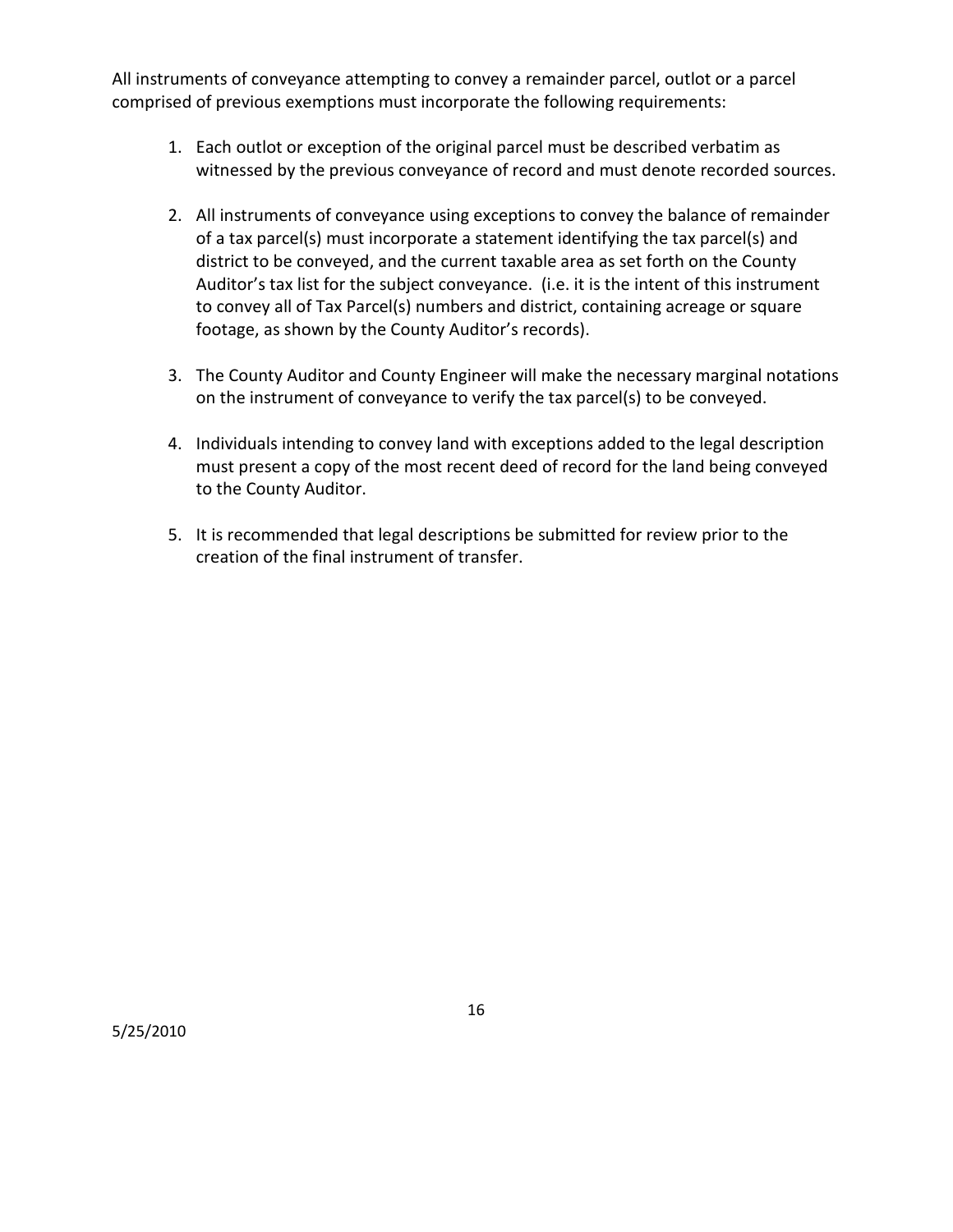All instruments of conveyance attempting to convey a remainder parcel, outlot or a parcel comprised of previous exemptions must incorporate the following requirements:

1. Each outlot or exception of the original parcel must be described verbatim as witnessed by the previous conveyance of record and must denote recorded sources.

2. All instruments of conveyance using exceptions to convey the balance of remainder of a tax parcel(s) must incorporate a statement identifying the tax parcel(s) and district to be conveyed, and the current taxable area as set forth on the County Auditor's tax list for the subject conveyance. (i.e. it is the intent of this instrument to convey all of Tax Parcel(s) numbers and district, containing acreage or square footage, as shown by the County Auditor's records).

3. The County Auditor and County Engineer will make the necessary marginal notations on the instrument of conveyance to verify the tax parcel(s) to be conveyed.

4. Individuals intending to convey land with exceptions added to the legal description must present a copy of the most recent deed of record for the land being conveyed to the County Auditor.

5. It is recommended that legal descriptions be submitted for review prior to the creation of the final instrument of transfer.

5/25/2010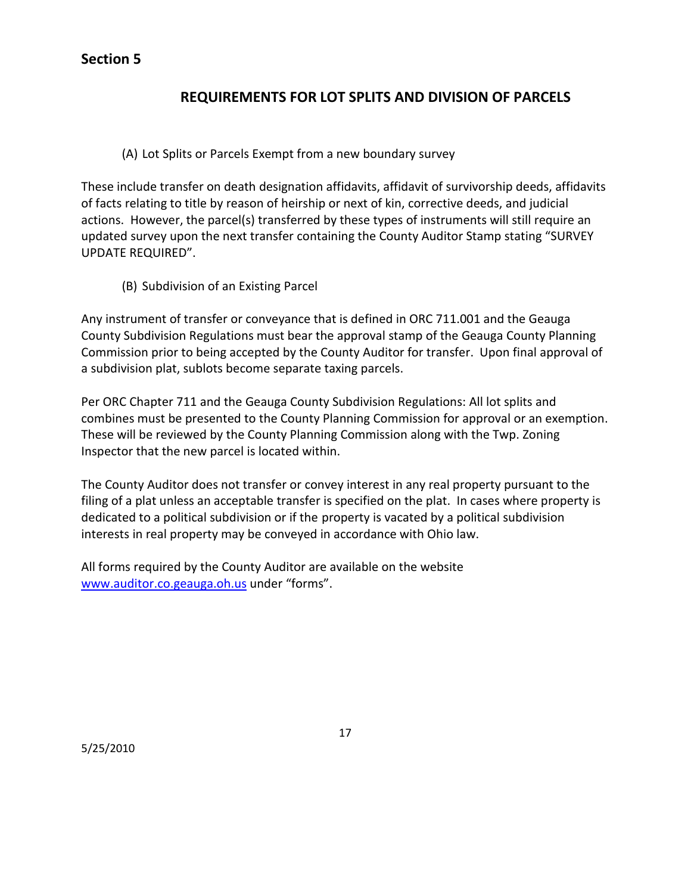## Section 5

# REQUIREMENTS FOR LOT SPLITS AND DIVISION OF PARCELS

(A) Lot Splits or Parcels Exempt from a new boundary survey

These include transfer on death designation affidavits, affidavit of survivorship deeds, affidavits of facts relating to title by reason of heirship or next of kin, corrective deeds, and judicial actions. However, the parcel(s) transferred by these types of instruments will still require an updated survey upon the next transfer containing the County Auditor Stamp stating "SURVEY UPDATE REQUIRED".

(B) Subdivision of an Existing Parcel

Any instrument of transfer or conveyance that is defined in ORC 711.001 and the Geauga County Subdivision Regulations must bear the approval stamp of the Geauga County Planning Commission prior to being accepted by the County Auditor for transfer. Upon final approval of a subdivision plat, sublots become separate taxing parcels.

Per ORC Chapter 711 and the Geauga County Subdivision Regulations: All lot splits and combines must be presented to the County Planning Commission for approval or an exemption. These will be reviewed by the County Planning Commission along with the Twp. Zoning Inspector that the new parcel is located within.

The County Auditor does not transfer or convey interest in any real property pursuant to the filing of a plat unless an acceptable transfer is specified on the plat. In cases where property is dedicated to a political subdivision or if the property is vacated by a political subdivision interests in real property may be conveyed in accordance with Ohio law.

All forms required by the County Auditor are available on the website [www.auditor.co.geauga.oh.us](http://www.auditor.co.geauga.oh.us) under "forms".

5/25/2010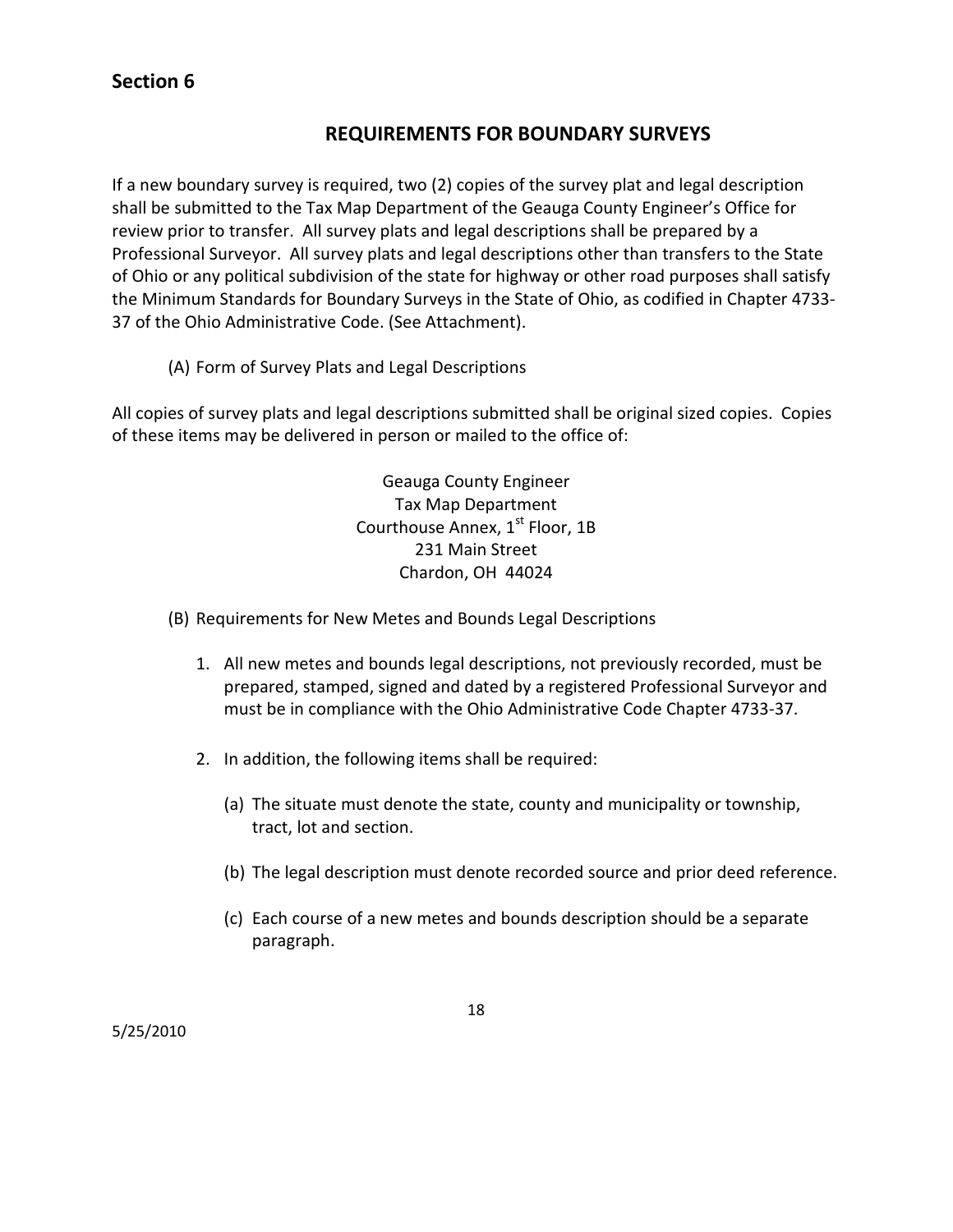## Section 6

### REQUIREMENTS FOR BOUNDARY SURVEYS

If a new boundary survey is required, two (2) copies of the survey plat and legal description shall be submitted to the Tax Map Department of the Geauga County Engineer's Office for review prior to transfer. All survey plats and legal descriptions shall be prepared by a Professional Surveyor. All survey plats and legal descriptions other than transfers to the State of Ohio or any political subdivision of the state for highway or other road purposes shall satisfy the Minimum Standards for Boundary Surveys in the State of Ohio, as codified in Chapter 4733-37 of the Ohio Administrative Code. (See Attachment).

(A) Form of Survey Plats and Legal Descriptions

All copies of survey plats and legal descriptions submitted shall be original sized copies. Copies of these items may be delivered in person or mailed to the office of:

Geauga County Engineer
Tax Map Department
Courthouse Annex, 1st Floor, 1B
231 Main Street
Chardon, OH 44024

(B) Requirements for New Metes and Bounds Legal Descriptions

1. All new metes and bounds legal descriptions, not previously recorded, must be prepared, stamped, signed and dated by a registered Professional Surveyor and must be in compliance with the Ohio Administrative Code Chapter 4733-37.

2. In addition, the following items shall be required:

   (a) The situate must denote the state, county and municipality or township, tract, lot and section.

   (b) The legal description must denote recorded source and prior deed reference.

   (c) Each course of a new metes and bounds description should be a separate paragraph.

5/25/2010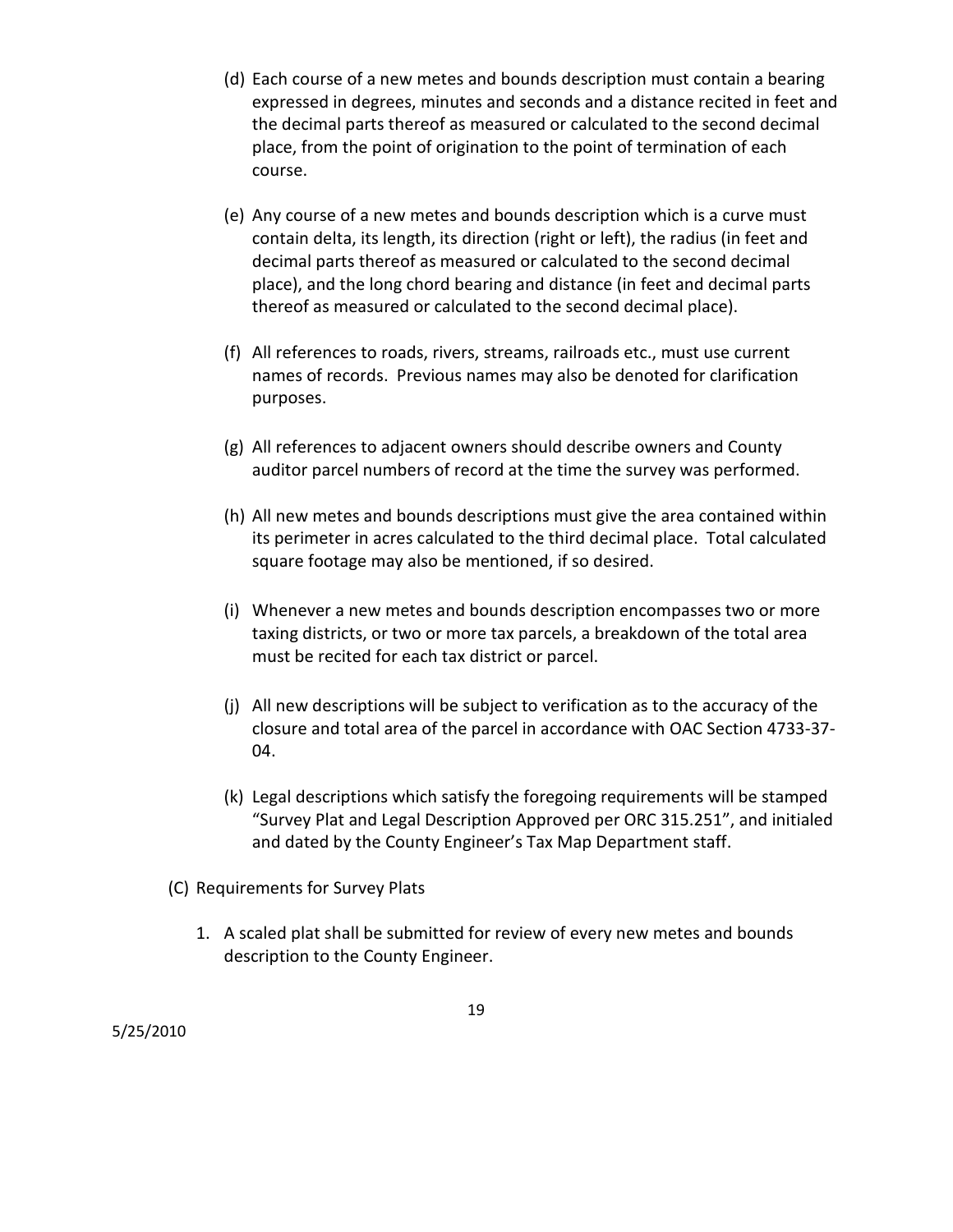(d) Each course of a new metes and bounds description must contain a bearing expressed in degrees, minutes and seconds and a distance recited in feet and the decimal parts thereof as measured or calculated to the second decimal place, from the point of origination to the point of termination of each course.

(e) Any course of a new metes and bounds description which is a curve must contain delta, its length, its direction (right or left), the radius (in feet and decimal parts thereof as measured or calculated to the second decimal place), and the long chord bearing and distance (in feet and decimal parts thereof as measured or calculated to the second decimal place).

(f) All references to roads, rivers, streams, railroads etc., must use current names of records. Previous names may also be denoted for clarification purposes.

(g) All references to adjacent owners should describe owners and County auditor parcel numbers of record at the time the survey was performed.

(h) All new metes and bounds descriptions must give the area contained within its perimeter in acres calculated to the third decimal place. Total calculated square footage may also be mentioned, if so desired.

(i) Whenever a new metes and bounds description encompasses two or more taxing districts, or two or more tax parcels, a breakdown of the total area must be recited for each tax district or parcel.

(j) All new descriptions will be subject to verification as to the accuracy of the closure and total area of the parcel in accordance with OAC Section 4733-37-04.

(k) Legal descriptions which satisfy the foregoing requirements will be stamped "Survey Plat and Legal Description Approved per ORC 315.251", and initialed and dated by the County Engineer's Tax Map Department staff.

(C) Requirements for Survey Plats

1. A scaled plat shall be submitted for review of every new metes and bounds description to the County Engineer.

5/25/2010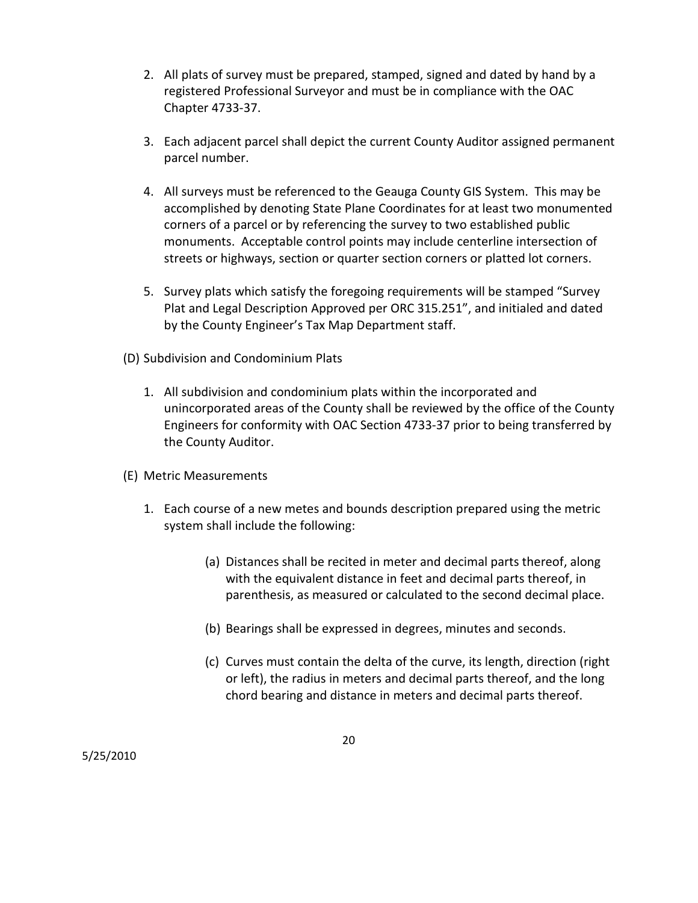2. All plats of survey must be prepared, stamped, signed and dated by hand by a registered Professional Surveyor and must be in compliance with the OAC Chapter 4733-37.

3. Each adjacent parcel shall depict the current County Auditor assigned permanent parcel number.

4. All surveys must be referenced to the Geauga County GIS System. This may be accomplished by denoting State Plane Coordinates for at least two monumented corners of a parcel or by referencing the survey to two established public monuments. Acceptable control points may include centerline intersection of streets or highways, section or quarter section corners or platted lot corners.

5. Survey plats which satisfy the foregoing requirements will be stamped “Survey Plat and Legal Description Approved per ORC 315.251”, and initialed and dated by the County Engineer’s Tax Map Department staff.

(D) Subdivision and Condominium Plats

1. All subdivision and condominium plats within the incorporated and unincorporated areas of the County shall be reviewed by the office of the County Engineers for conformity with OAC Section 4733-37 prior to being transferred by the County Auditor.

(E) Metric Measurements

1. Each course of a new metes and bounds description prepared using the metric system shall include the following:

    (a) Distances shall be recited in meter and decimal parts thereof, along with the equivalent distance in feet and decimal parts thereof, in parenthesis, as measured or calculated to the second decimal place.

    (b) Bearings shall be expressed in degrees, minutes and seconds.

    (c) Curves must contain the delta of the curve, its length, direction (right or left), the radius in meters and decimal parts thereof, and the long chord bearing and distance in meters and decimal parts thereof.

5/25/2010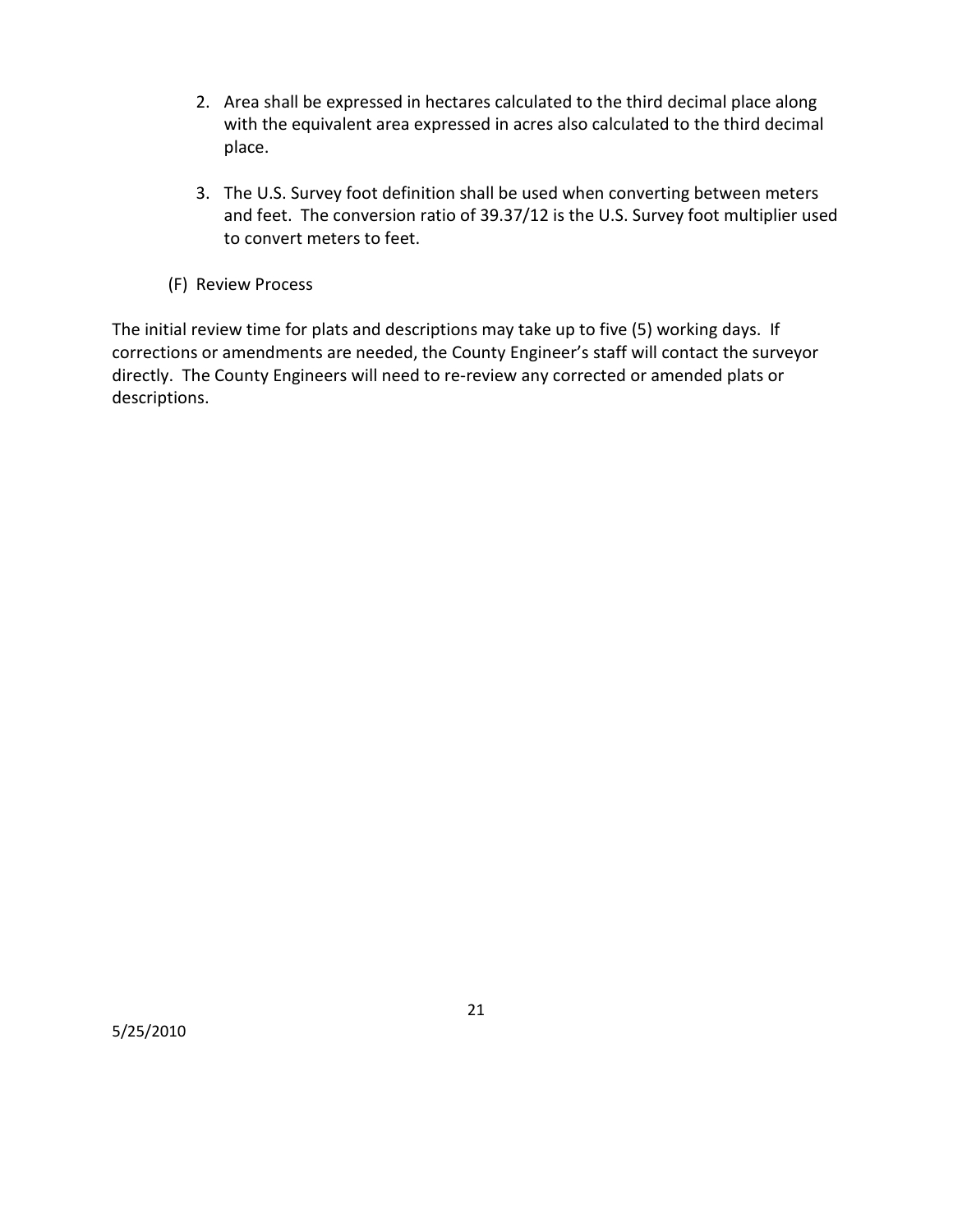2. Area shall be expressed in hectares calculated to the third decimal place along with the equivalent area expressed in acres also calculated to the third decimal place.

3. The U.S. Survey foot definition shall be used when converting between meters and feet. The conversion ratio of 39.37/12 is the U.S. Survey foot multiplier used to convert meters to feet.

(F) Review Process

The initial review time for plats and descriptions may take up to five (5) working days. If corrections or amendments are needed, the County Engineer's staff will contact the surveyor directly. The County Engineers will need to re-review any corrected or amended plats or descriptions.

5/25/2010